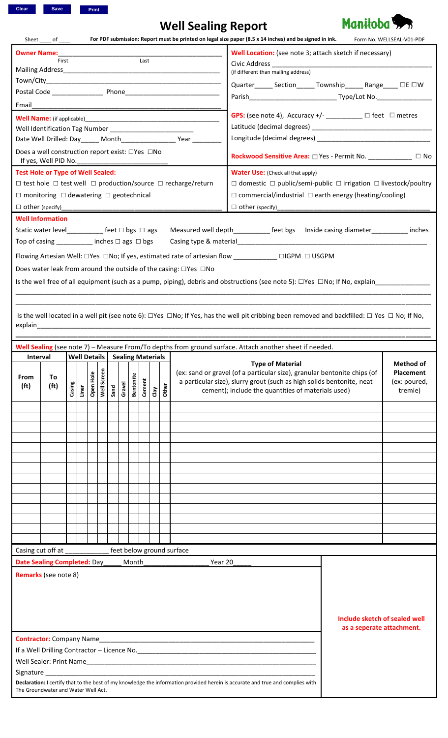Clear Save Print

# Well Sealing Report

Manitoba

Sheet ____ of ____

**For PDF submission: Report must be printed on legal size paper (8.5 x 14 inches) and be signed in ink.** Form No. WELLSEAL-V01-PDF

**Owner Name:**_______________________________________________
First Last

Mailing Address_________________________________________

Town/City______________________________________________

Postal Code ______________ Phone__________________________

Email_________________________________________________

**Well Location:** (see note 3; attach sketch if necessary)

Civic Address ___________________________________________
(if different than mailing address)

Quarter_____ Section_____ Township_____ Range____ ☐E ☐W

Parish________________________ Type/Lot No._______________

**Well Name:** (if applicable)_________________________________

Well Identification Tag Number _______________________

Date Well Drilled: Day_____ Month_______________ Year ________

Does a well construction report exist: ☐Yes ☐No
If yes, Well PID No.________________________

**GPS:** (see note 4), Accuracy +/- __________ ☐ feet ☐ metres

Latitude (decimal degrees) ________________________________

Longitude (decimal degrees) _______________________________

**Rockwood Sensitive Area:** ☐ Yes - Permit No. ____________ ☐ No

**Test Hole or Type of Well Sealed:**

☐ test hole ☐ test well ☐ production/source ☐ recharge/return

☐ monitoring ☐ dewatering ☐ geotechnical

☐ other (specify)______________________________________

**Water Use:** (Check all that apply)

☐ domestic ☐ public/semi-public ☐ irrigation ☐ livestock/poultry

☐ commercial/industrial ☐ earth energy (heating/cooling)

☐ other (specify)______________________________________

**Well Information**

Static water level__________ feet ☐ bgs ☐ ags Measured well depth__________ feet bgs Inside casing diameter__________ inches

Top of casing __________ inches ☐ ags ☐ bgs Casing type & material____________________________________________

Flowing Artesian Well: ☐Yes ☐No; If yes, estimated rate of artesian flow ___________ ☐IGPM ☐ USGPM

Does water leak from around the outside of the casing: ☐Yes ☐No

Is the well free of all equipment (such as a pump, piping), debris and obstructions (see note 5): ☐Yes ☐No; If No, explain______________

___________________________________________________________________________________________________

___________________________________________________________________________________________________

Is the well located in a well pit (see note 6): ☐Yes ☐No; If Yes, has the well pit cribbing been removed and backfilled: ☐ Yes ☐ No; If No, explain___________________________________________________________________________________________

___________________________________________________________________________________________________

**Well Sealing** (see note 7) – Measure From/To depths from ground surface. Attach another sheet if needed.

| Interval | | Well Details | | | | Sealing Materials | | | | | | Type of Material (ex: sand or gravel (of a particular size), granular bentonite chips (of a particular size), slurry grout (such as high solids bentonite, neat cement); include the quantities of materials used) | Method of Placement (ex: poured, tremie) |
|---|---|---|---|---|---|---|---|---|---|---|---|---|---|
| From (ft) | To (ft) | Casing | Liner | Open Hole | Well Screen | Sand | Gravel | Bentonite | Cement | Clay | Other | | |
| | | | | | | | | | | | | | |
| | | | | | | | | | | | | | |
| | | | | | | | | | | | | | |
| | | | | | | | | | | | | | |
| | | | | | | | | | | | | | |
| | | | | | | | | | | | | | |
| | | | | | | | | | | | | | |
| | | | | | | | | | | | | | |
| | | | | | | | | | | | | | |
| | | | | | | | | | | | | | |
| | | | | | | | | | | | | | |
| | | | | | | | | | | | | | |
| | | | | | | | | | | | | | |
| | | | | | | | | | | | | | |

Casing cut off at ____________ feet below ground surface

**Date Sealing Completed:** Day_____ Month_________________ Year 20_____

**Remarks** (see note 8)

**Include sketch of sealed well as a seperate attachment.**

**Contractor:** Company Name________________________________________________________

If a Well Drilling Contractor – Licence No.____________________________________________

Well Sealer: Print Name____________________________________________________________

Signature _______________________________________________________________________

**Declaration:** I certify that to the best of my knowledge the information provided herein is accurate and true and complies with The Groundwater and Water Well Act.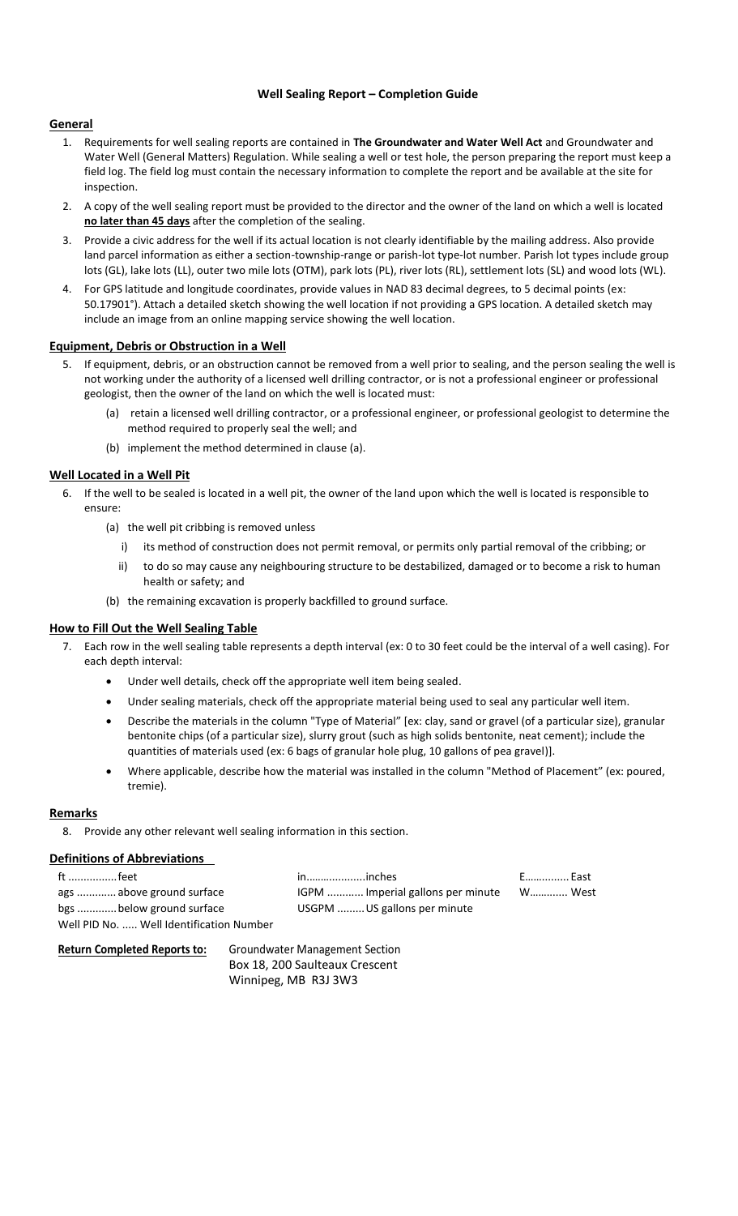# Well Sealing Report – Completion Guide

## General

1. Requirements for well sealing reports are contained in **The Groundwater and Water Well Act** and Groundwater and Water Well (General Matters) Regulation. While sealing a well or test hole, the person preparing the report must keep a field log. The field log must contain the necessary information to complete the report and be available at the site for inspection.
2. A copy of the well sealing report must be provided to the director and the owner of the land on which a well is located **no later than 45 days** after the completion of the sealing.
3. Provide a civic address for the well if its actual location is not clearly identifiable by the mailing address. Also provide land parcel information as either a section-township-range or parish-lot type-lot number. Parish lot types include group lots (GL), lake lots (LL), outer two mile lots (OTM), park lots (PL), river lots (RL), settlement lots (SL) and wood lots (WL).
4. For GPS latitude and longitude coordinates, provide values in NAD 83 decimal degrees, to 5 decimal points (ex: 50.17901°). Attach a detailed sketch showing the well location if not providing a GPS location. A detailed sketch may include an image from an online mapping service showing the well location.

## Equipment, Debris or Obstruction in a Well

5. If equipment, debris, or an obstruction cannot be removed from a well prior to sealing, and the person sealing the well is not working under the authority of a licensed well drilling contractor, or is not a professional engineer or professional geologist, then the owner of the land on which the well is located must:
   (a) retain a licensed well drilling contractor, or a professional engineer, or professional geologist to determine the method required to properly seal the well; and
   (b) implement the method determined in clause (a).

## Well Located in a Well Pit

6. If the well to be sealed is located in a well pit, the owner of the land upon which the well is located is responsible to ensure:
   (a) the well pit cribbing is removed unless
      i) its method of construction does not permit removal, or permits only partial removal of the cribbing; or
      ii) to do so may cause any neighbouring structure to be destabilized, damaged or to become a risk to human health or safety; and
   (b) the remaining excavation is properly backfilled to ground surface.

## How to Fill Out the Well Sealing Table

7. Each row in the well sealing table represents a depth interval (ex: 0 to 30 feet could be the interval of a well casing). For each depth interval:
   - Under well details, check off the appropriate well item being sealed.
   - Under sealing materials, check off the appropriate material being used to seal any particular well item.
   - Describe the materials in the column "Type of Material" [ex: clay, sand or gravel (of a particular size), granular bentonite chips (of a particular size), slurry grout (such as high solids bentonite, neat cement); include the quantities of materials used (ex: 6 bags of granular hole plug, 10 gallons of pea gravel)].
   - Where applicable, describe how the material was installed in the column "Method of Placement" (ex: poured, tremie).

## Remarks

8. Provide any other relevant well sealing information in this section.

## Definitions of Abbreviations

ft ................feet
ags ............. above ground surface
bgs .............below ground surface
Well PID No. ..... Well Identification Number
in....................inches
IGPM ............ Imperial gallons per minute
USGPM .........US gallons per minute
E............... East
W............. West

**Return Completed Reports to:** Groundwater Management Section
Box 18, 200 Saulteaux Crescent
Winnipeg, MB R3J 3W3